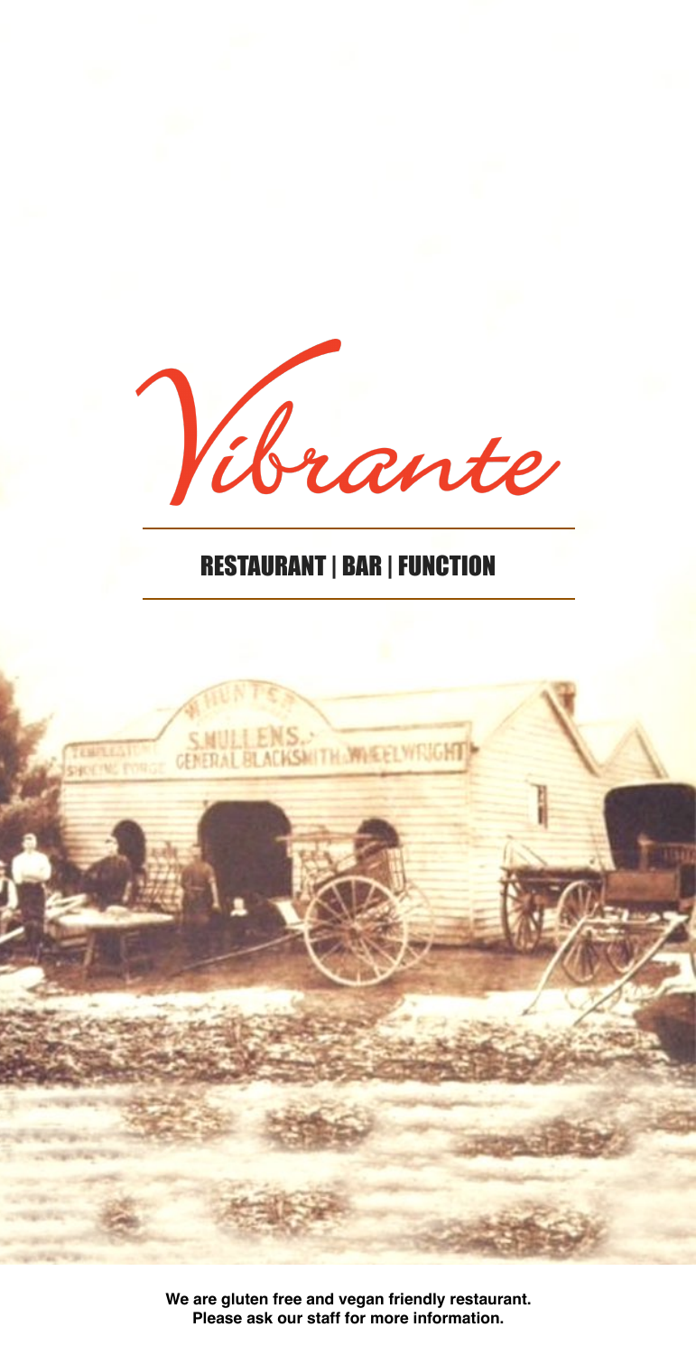# Vibrante

## RESTAURANT | BAR | FUNCTION

**We are gluten free and vegan friendly restaurant. Please ask our staff for more information.**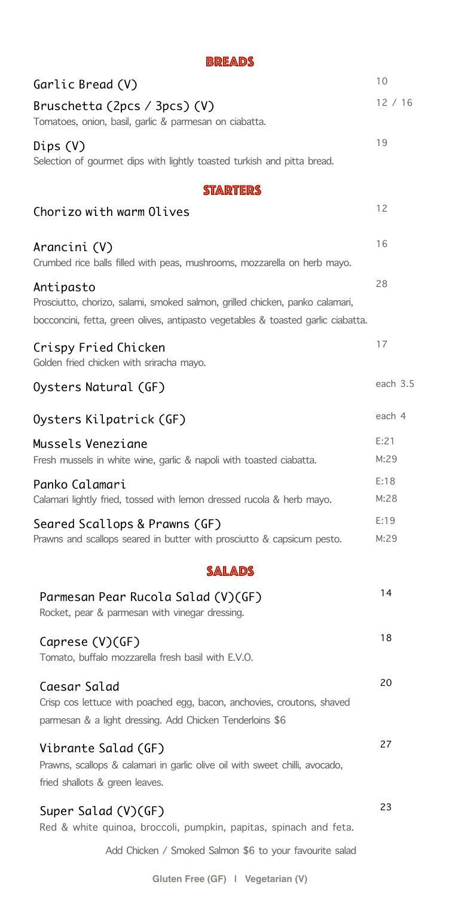## BREADS

**Garlic Bread (V)** — 10

**Bruschetta (2pcs / 3pcs) (V)** — 12 / 16
Tomatoes, onion, basil, garlic & parmesan on ciabatta.

**Dips (V)** — 19
Selection of gourmet dips with lightly toasted turkish and pitta bread.

## STARTERS

**Chorizo with warm Olives** — 12

**Arancini (V)** — 16
Crumbed rice balls filled with peas, mushrooms, mozzarella on herb mayo.

**Antipasto** — 28
Prosciutto, chorizo, salami, smoked salmon, grilled chicken, panko calamari, bocconcini, fetta, green olives, antipasto vegetables & toasted garlic ciabatta.

**Crispy Fried Chicken** — 17
Golden fried chicken with sriracha mayo.

**Oysters Natural (GF)** — each 3.5

**Oysters Kilpatrick (GF)** — each 4

**Mussels Veneziane** — E:21 M:29
Fresh mussels in white wine, garlic & napoli with toasted ciabatta.

**Panko Calamari** — E:18 M:28
Calamari lightly fried, tossed with lemon dressed rucola & herb mayo.

**Seared Scallops & Prawns (GF)** — E:19 M:29
Prawns and scallops seared in butter with prosciutto & capsicum pesto.

## SALADS

**Parmesan Pear Rucola Salad (V)(GF)** — 14
Rocket, pear & parmesan with vinegar dressing.

**Caprese (V)(GF)** — 18
Tomato, buffalo mozzarella fresh basil with E.V.O.

**Caesar Salad** — 20
Crisp cos lettuce with poached egg, bacon, anchovies, croutons, shaved parmesan & a light dressing. Add Chicken Tenderloins $6

**Vibrante Salad (GF)** — 27
Prawns, scallops & calamari in garlic olive oil with sweet chilli, avocado, fried shallots & green leaves.

**Super Salad (V)(GF)** — 23
Red & white quinoa, broccoli, pumpkin, papitas, spinach and feta.

Add Chicken / Smoked Salmon $6 to your favourite salad

Gluten Free (GF) | Vegetarian (V)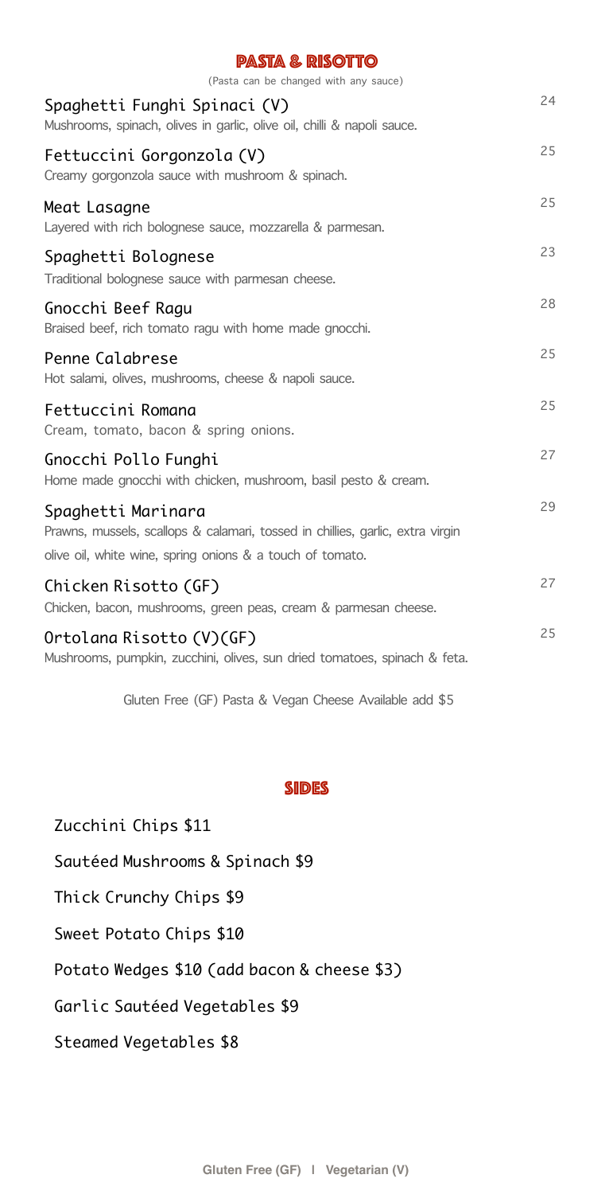## PASTA & RISOTTO

(Pasta can be changed with any sauce)

**Spaghetti Funghi Spinaci (V)** — 24
Mushrooms, spinach, olives in garlic, olive oil, chilli & napoli sauce.

**Fettuccini Gorgonzola (V)** — 25
Creamy gorgonzola sauce with mushroom & spinach.

**Meat Lasagne** — 25
Layered with rich bolognese sauce, mozzarella & parmesan.

**Spaghetti Bolognese** — 23
Traditional bolognese sauce with parmesan cheese.

**Gnocchi Beef Ragu** — 28
Braised beef, rich tomato ragu with home made gnocchi.

**Penne Calabrese** — 25
Hot salami, olives, mushrooms, cheese & napoli sauce.

**Fettuccini Romana** — 25
Cream, tomato, bacon & spring onions.

**Gnocchi Pollo Funghi** — 27
Home made gnocchi with chicken, mushroom, basil pesto & cream.

**Spaghetti Marinara** — 29
Prawns, mussels, scallops & calamari, tossed in chillies, garlic, extra virgin olive oil, white wine, spring onions & a touch of tomato.

**Chicken Risotto (GF)** — 27
Chicken, bacon, mushrooms, green peas, cream & parmesan cheese.

**Ortolana Risotto (V)(GF)** — 25
Mushrooms, pumpkin, zucchini, olives, sun dried tomatoes, spinach & feta.

Gluten Free (GF) Pasta & Vegan Cheese Available add $5

## SIDES

- Zucchini Chips $11
- Sautéed Mushrooms & Spinach $9
- Thick Crunchy Chips $9
- Sweet Potato Chips $10
- Potato Wedges $10 (add bacon & cheese $3)
- Garlic Sautéed Vegetables $9
- Steamed Vegetables $8

Gluten Free (GF) | Vegetarian (V)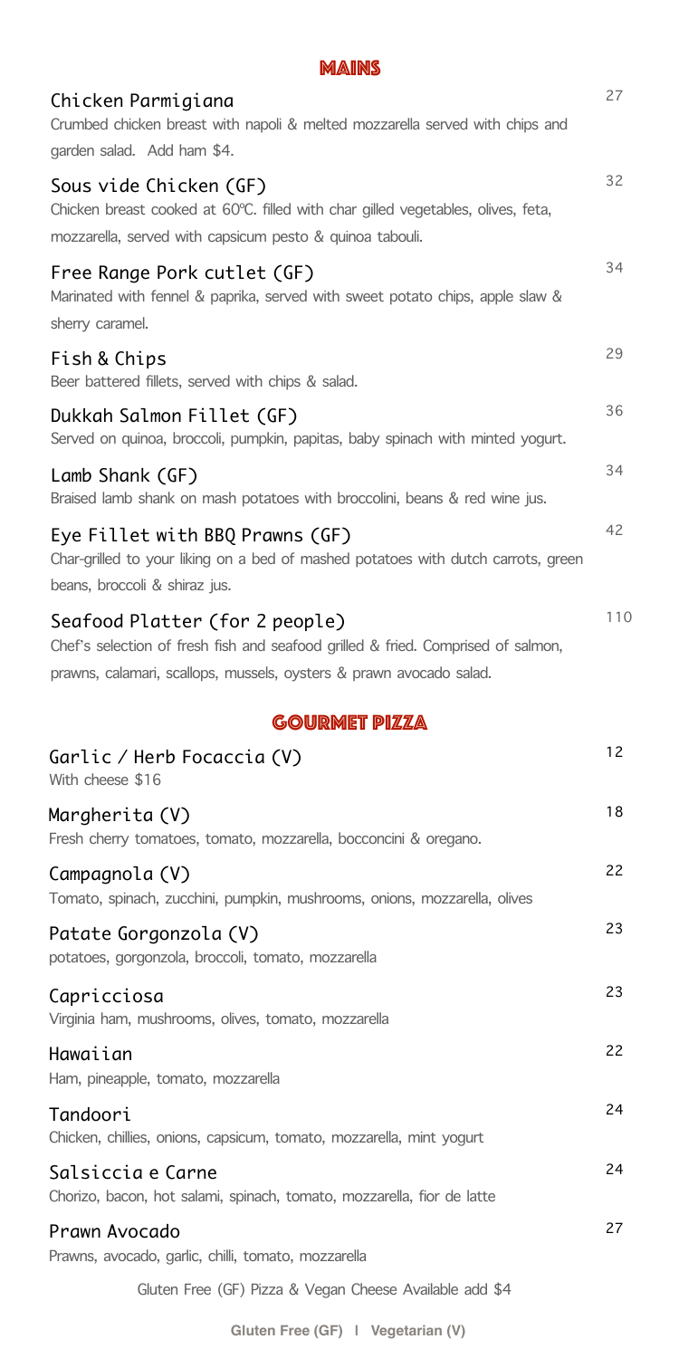## MAINS

**Chicken Parmigiana** 27
Crumbed chicken breast with napoli & melted mozzarella served with chips and garden salad. Add ham $4.

**Sous vide Chicken (GF)** 32
Chicken breast cooked at 60ºC. filled with char gilled vegetables, olives, feta, mozzarella, served with capsicum pesto & quinoa tabouli.

**Free Range Pork cutlet (GF)** 34
Marinated with fennel & paprika, served with sweet potato chips, apple slaw & sherry caramel.

**Fish & Chips** 29
Beer battered fillets, served with chips & salad.

**Dukkah Salmon Fillet (GF)** 36
Served on quinoa, broccoli, pumpkin, papitas, baby spinach with minted yogurt.

**Lamb Shank (GF)** 34
Braised lamb shank on mash potatoes with broccolini, beans & red wine jus.

**Eye Fillet with BBQ Prawns (GF)** 42
Char-grilled to your liking on a bed of mashed potatoes with dutch carrots, green beans, broccoli & shiraz jus.

**Seafood Platter (for 2 people)** 110
Chef's selection of fresh fish and seafood grilled & fried. Comprised of salmon, prawns, calamari, scallops, mussels, oysters & prawn avocado salad.

## GOURMET PIZZA

**Garlic / Herb Focaccia (V)** 12
With cheese $16

**Margherita (V)** 18
Fresh cherry tomatoes, tomato, mozzarella, bocconcini & oregano.

**Campagnola (V)** 22
Tomato, spinach, zucchini, pumpkin, mushrooms, onions, mozzarella, olives

**Patate Gorgonzola (V)** 23
potatoes, gorgonzola, broccoli, tomato, mozzarella

**Capricciosa** 23
Virginia ham, mushrooms, olives, tomato, mozzarella

**Hawaiian** 22
Ham, pineapple, tomato, mozzarella

**Tandoori** 24
Chicken, chillies, onions, capsicum, tomato, mozzarella, mint yogurt

**Salsiccia e Carne** 24
Chorizo, bacon, hot salami, spinach, tomato, mozzarella, fior de latte

**Prawn Avocado** 27
Prawns, avocado, garlic, chilli, tomato, mozzarella

Gluten Free (GF) Pizza & Vegan Cheese Available add $4

**Gluten Free (GF) | Vegetarian (V)**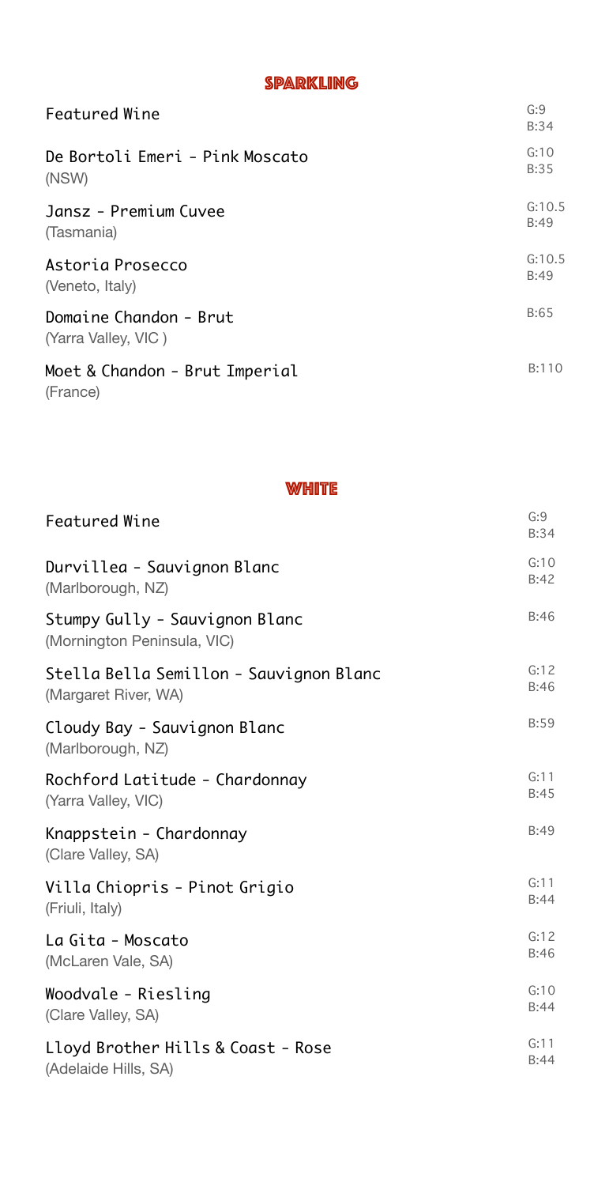## SPARKLING

| Wine | Price |
|---|---|
| Featured Wine | G:9 B:34 |
| De Bortoli Emeri - Pink Moscato (NSW) | G:10 B:35 |
| Jansz - Premium Cuvee (Tasmania) | G:10.5 B:49 |
| Astoria Prosecco (Veneto, Italy) | G:10.5 B:49 |
| Domaine Chandon - Brut (Yarra Valley, VIC ) | B:65 |
| Moet & Chandon - Brut Imperial (France) | B:110 |

## WHITE

| Wine | Price |
|---|---|
| Featured Wine | G:9 B:34 |
| Durvillea - Sauvignon Blanc (Marlborough, NZ) | G:10 B:42 |
| Stumpy Gully - Sauvignon Blanc (Mornington Peninsula, VIC) | B:46 |
| Stella Bella Semillon - Sauvignon Blanc (Margaret River, WA) | G:12 B:46 |
| Cloudy Bay - Sauvignon Blanc (Marlborough, NZ) | B:59 |
| Rochford Latitude - Chardonnay (Yarra Valley, VIC) | G:11 B:45 |
| Knappstein - Chardonnay (Clare Valley, SA) | B:49 |
| Villa Chiopris - Pinot Grigio (Friuli, Italy) | G:11 B:44 |
| La Gita - Moscato (McLaren Vale, SA) | G:12 B:46 |
| Woodvale - Riesling (Clare Valley, SA) | G:10 B:44 |
| Lloyd Brother Hills & Coast - Rose (Adelaide Hills, SA) | G:11 B:44 |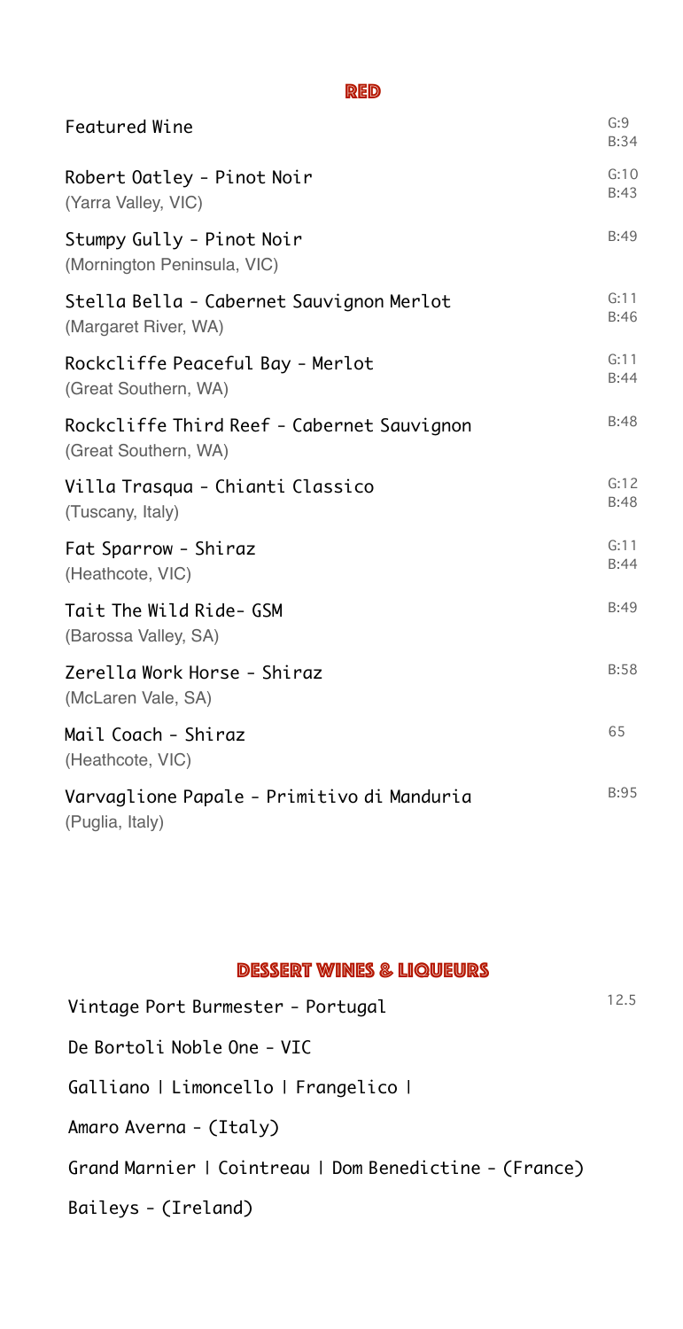## RED

| Wine | Price |
| --- | --- |
| Featured Wine | G:9<br>B:34 |
| Robert Oatley - Pinot Noir<br>(Yarra Valley, VIC) | G:10<br>B:43 |
| Stumpy Gully - Pinot Noir<br>(Mornington Peninsula, VIC) | B:49 |
| Stella Bella - Cabernet Sauvignon Merlot<br>(Margaret River, WA) | G:11<br>B:46 |
| Rockcliffe Peaceful Bay - Merlot<br>(Great Southern, WA) | G:11<br>B:44 |
| Rockcliffe Third Reef - Cabernet Sauvignon<br>(Great Southern, WA) | B:48 |
| Villa Trasqua - Chianti Classico<br>(Tuscany, Italy) | G:12<br>B:48 |
| Fat Sparrow - Shiraz<br>(Heathcote, VIC) | G:11<br>B:44 |
| Tait The Wild Ride- GSM<br>(Barossa Valley, SA) | B:49 |
| Zerella Work Horse - Shiraz<br>(McLaren Vale, SA) | B:58 |
| Mail Coach - Shiraz<br>(Heathcote, VIC) | 65 |
| Varvaglione Papale - Primitivo di Manduria<br>(Puglia, Italy) | B:95 |

## DESSERT WINES & LIQUEURS

| Item | Price |
| --- | --- |
| Vintage Port Burmester - Portugal | 12.5 |
| De Bortoli Noble One - VIC | |
| Galliano \| Limoncello \| Frangelico \| | |
| Amaro Averna - (Italy) | |
| Grand Marnier \| Cointreau \| Dom Benedictine - (France) | |
| Baileys - (Ireland) | |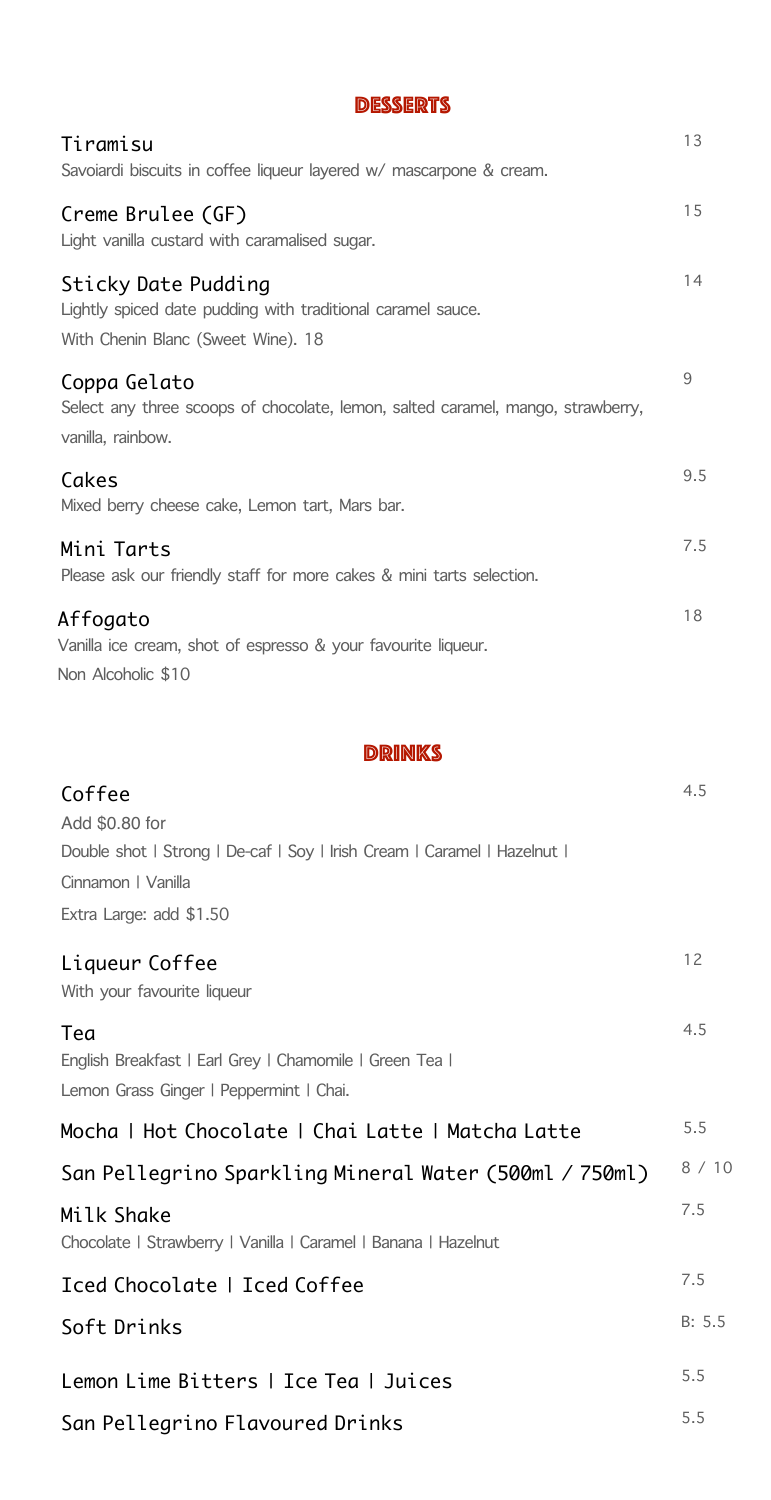## DESSERTS

### Tiramisu — 13
Savoiardi biscuits in coffee liqueur layered w/ mascarpone & cream.

### Creme Brulee (GF) — 15
Light vanilla custard with caramalised sugar.

### Sticky Date Pudding — 14
Lightly spiced date pudding with traditional caramel sauce.
With Chenin Blanc (Sweet Wine). 18

### Coppa Gelato — 9
Select any three scoops of chocolate, lemon, salted caramel, mango, strawberry, vanilla, rainbow.

### Cakes — 9.5
Mixed berry cheese cake, Lemon tart, Mars bar.

### Mini Tarts — 7.5
Please ask our friendly staff for more cakes & mini tarts selection.

### Affogato — 18
Vanilla ice cream, shot of espresso & your favourite liqueur.
Non Alcoholic $10

## DRINKS

### Coffee — 4.5
Add $0.80 for
Double shot | Strong | De-caf | Soy | Irish Cream | Caramel | Hazelnut | Cinnamon | Vanilla
Extra Large: add $1.50

### Liqueur Coffee — 12
With your favourite liqueur

### Tea — 4.5
English Breakfast | Earl Grey | Chamomile | Green Tea | Lemon Grass Ginger | Peppermint | Chai.

### Mocha | Hot Chocolate | Chai Latte | Matcha Latte — 5.5

### San Pellegrino Sparkling Mineral Water (500ml / 750ml) — 8 / 10

### Milk Shake — 7.5
Chocolate | Strawberry | Vanilla | Caramel | Banana | Hazelnut

### Iced Chocolate | Iced Coffee — 7.5

### Soft Drinks — B: 5.5

### Lemon Lime Bitters | Ice Tea | Juices — 5.5

### San Pellegrino Flavoured Drinks — 5.5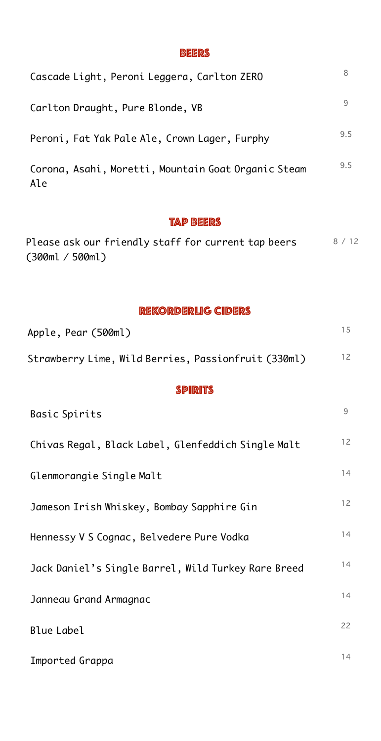## BEERS

| | |
|---|---|
| Cascade Light, Peroni Leggera, Carlton ZERO | 8 |
| Carlton Draught, Pure Blonde, VB | 9 |
| Peroni, Fat Yak Pale Ale, Crown Lager, Furphy | 9.5 |
| Corona, Asahi, Moretti, Mountain Goat Organic Steam Ale | 9.5 |

## TAP BEERS

| | |
|---|---|
| Please ask our friendly staff for current tap beers (300ml / 500ml) | 8 / 12 |

## REKORDERLIG CIDERS

| | |
|---|---|
| Apple, Pear (500ml) | 15 |
| Strawberry Lime, Wild Berries, Passionfruit (330ml) | 12 |

## SPIRITS

| | |
|---|---|
| Basic Spirits | 9 |
| Chivas Regal, Black Label, Glenfeddich Single Malt | 12 |
| Glenmorangie Single Malt | 14 |
| Jameson Irish Whiskey, Bombay Sapphire Gin | 12 |
| Hennessy V S Cognac, Belvedere Pure Vodka | 14 |
| Jack Daniel's Single Barrel, Wild Turkey Rare Breed | 14 |
| Janneau Grand Armagnac | 14 |
| Blue Label | 22 |
| Imported Grappa | 14 |